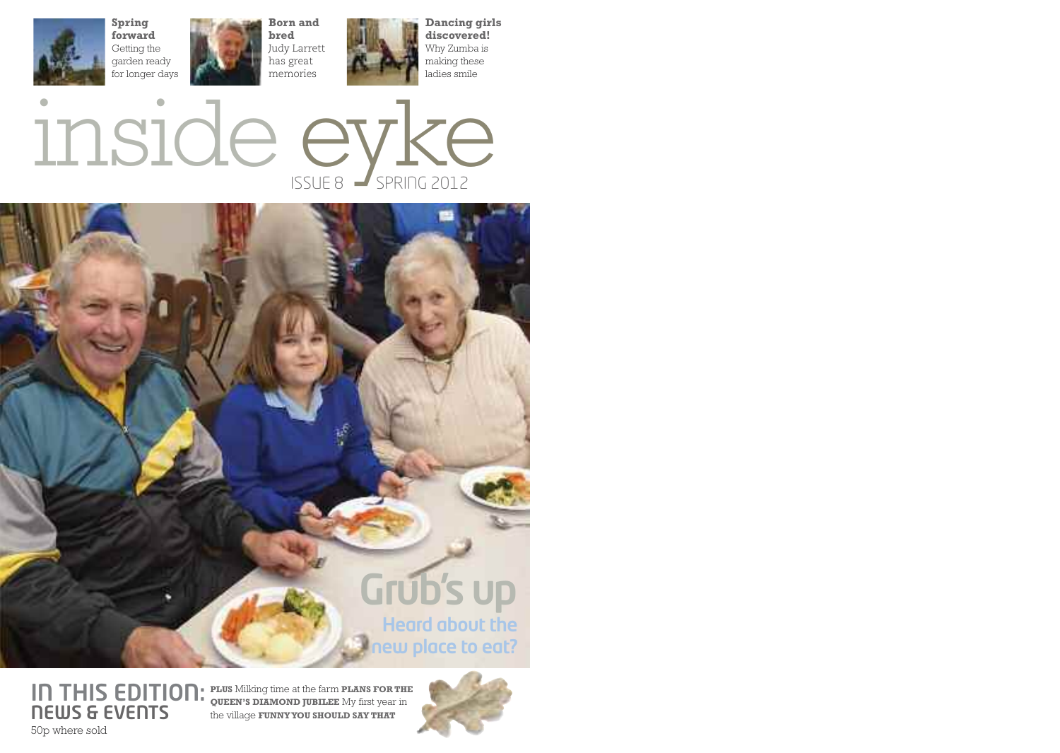**Spring forward**
Getting the garden ready for longer days

**Born and bred**
Judy Larrett has great memories

**Dancing girls discovered!**
Why Zumba is making these ladies smile

# inside eyke

ISSUE 8 SPRING 2012

## Grub's up

### Heard about the new place to eat?

## IN THIS EDITION: NEWS & EVENTS

**PLUS** Milking time at the farm **PLANS FOR THE QUEEN'S DIAMOND JUBILEE** My first year in the village **FUNNY YOU SHOULD SAY THAT**

50p where sold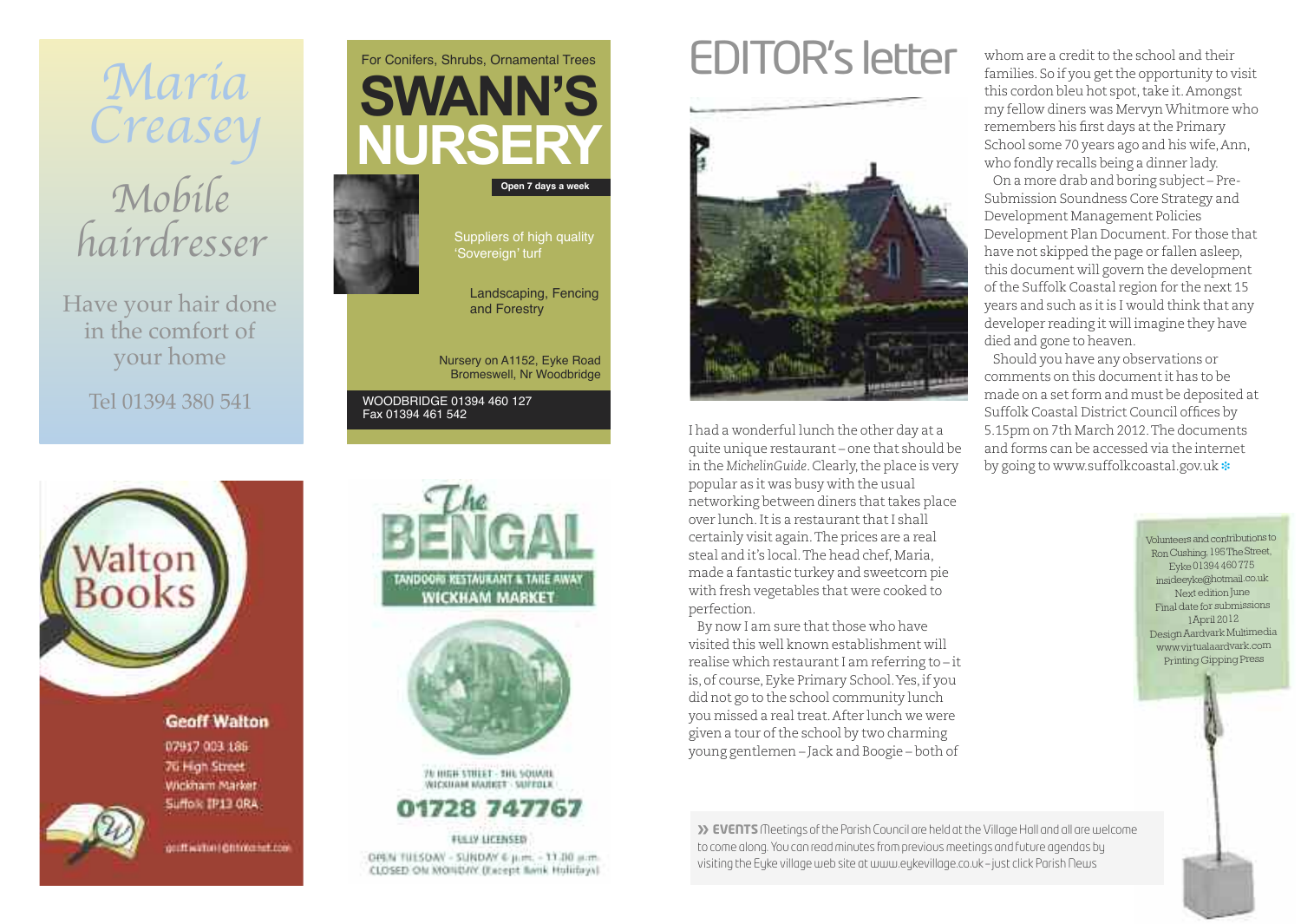Maria Creasey

Mobile hairdresser

Have your hair done in the comfort of your home

Tel 01394 380 541

For Conifers, Shrubs, Ornamental Trees

# SWANN'S NURSERY

**Open 7 days a week**

Suppliers of high quality 'Sovereign' turf

Landscaping, Fencing and Forestry

Nursery on A1152, Eyke Road
Bromeswell, Nr Woodbridge

WOODBRIDGE 01394 460 127
Fax 01394 461 542

Walton Books

**Geoff Walton**

07917 003 186
76 High Street
Wickham Market
Suffolk IP13 0RA

geoffwalton@btinternet.com

The BENGAL

TANDOORI RESTAURANT & TAKE AWAY
WICKHAM MARKET

76 HIGH STREET · THE SQUARE
WICKHAM MARKET · SUFFOLK

**01728 747767**

FULLY LICENSED

OPEN TUESDAY – SUNDAY 6 p.m. – 11.00 p.m.
CLOSED ON MONDAY (Except Bank Holidays)

# EDITOR's letter

I had a wonderful lunch the other day at a quite unique restaurant – one that should be in the *MichelinGuide*. Clearly, the place is very popular as it was busy with the usual networking between diners that takes place over lunch. It is a restaurant that I shall certainly visit again. The prices are a real steal and it's local. The head chef, Maria, made a fantastic turkey and sweetcorn pie with fresh vegetables that were cooked to perfection.

By now I am sure that those who have visited this well known establishment will realise which restaurant I am referring to – it is, of course, Eyke Primary School. Yes, if you did not go to the school community lunch you missed a real treat. After lunch we were given a tour of the school by two charming young gentlemen – Jack and Boogie – both of whom are a credit to the school and their families. So if you get the opportunity to visit this cordon bleu hot spot, take it. Amongst my fellow diners was Mervyn Whitmore who remembers his first days at the Primary School some 70 years ago and his wife, Ann, who fondly recalls being a dinner lady.

On a more drab and boring subject – Pre-Submission Soundness Core Strategy and Development Management Policies Development Plan Document. For those that have not skipped the page or fallen asleep, this document will govern the development of the Suffolk Coastal region for the next 15 years and such as it is I would think that any developer reading it will imagine they have died and gone to heaven.

Should you have any observations or comments on this document it has to be made on a set form and must be deposited at Suffolk Coastal District Council offices by 5.15pm on 7th March 2012. The documents and forms can be accessed via the internet by going to www.suffolkcoastal.gov.uk

Volunteers and contributions to Ron Cushing, 195 The Street, Eyke 01394 460 775 insideeyke@hotmail.co.uk
Next edition June
Final date for submissions 1 April 2012
Design Aardvark Multimedia www.virtualaardvark.com
Printing Gipping Press

» **EVENTS** Meetings of the Parish Council are held at the Village Hall and all are welcome to come along. You can read minutes from previous meetings and future agendas by visiting the Eyke village web site at www.eykevillage.co.uk – just click Parish News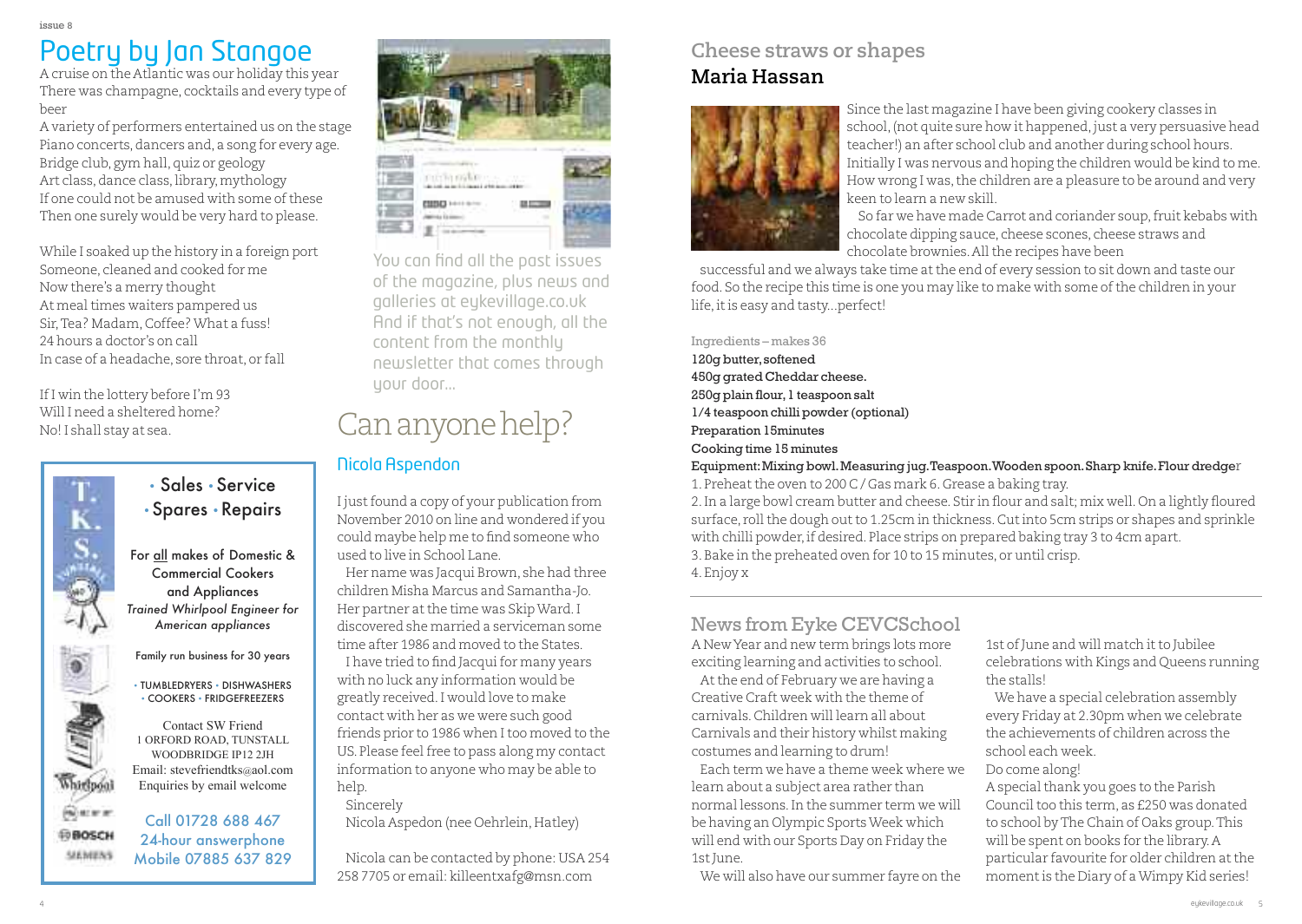# Poetry by Jan Stangoe

A cruise on the Atlantic was our holiday this year
There was champagne, cocktails and every type of beer
A variety of performers entertained us on the stage
Piano concerts, dancers and, a song for every age.
Bridge club, gym hall, quiz or geology
Art class, dance class, library, mythology
If one could not be amused with some of these
Then one surely would be very hard to please.

While I soaked up the history in a foreign port
Someone, cleaned and cooked for me
Now there's a merry thought
At meal times waiters pampered us
Sir, Tea? Madam, Coffee? What a fuss!
24 hours a doctor's on call
In case of a headache, sore throat, or fall

If I win the lottery before I'm 93
Will I need a sheltered home?
No! I shall stay at sea.

**T.K.S.**

• Sales • Service
• Spares • Repairs

For all makes of Domestic & Commercial Cookers and Appliances
*Trained Whirlpool Engineer for American appliances*

Family run business for 30 years

• TUMBLEDRYERS • DISHWASHERS
• COOKERS • FRIDGEFREEZERS

Contact SW Friend
1 ORFORD ROAD, TUNSTALL
WOODBRIDGE IP12 2JH
Email: stevefriendtks@aol.com
Enquiries by email welcome

Call 01728 688 467
24-hour answerphone
Mobile 07885 637 829

You can find all the past issues of the magazine, plus news and galleries at eykevillage.co.uk And if that's not enough, all the content from the monthly newsletter that comes through your door...

# Can anyone help?

## Nicola Aspendon

I just found a copy of your publication from November 2010 on line and wondered if you could maybe help me to find someone who used to live in School Lane.

Her name was Jacqui Brown, she had three children Misha Marcus and Samantha-Jo. Her partner at the time was Skip Ward. I discovered she married a serviceman some time after 1986 and moved to the States.

I have tried to find Jacqui for many years with no luck any information would be greatly received. I would love to make contact with her as we were such good friends prior to 1986 when I too moved to the US. Please feel free to pass along my contact information to anyone who may be able to help.

Sincerely
Nicola Aspedon (nee Oehrlein, Hatley)

Nicola can be contacted by phone: USA 254 258 7705 or email: killeentxafg@msn.com

## Cheese straws or shapes

### Maria Hassan

Since the last magazine I have been giving cookery classes in school, (not quite sure how it happened, just a very persuasive head teacher!) an after school club and another during school hours. Initially I was nervous and hoping the children would be kind to me. How wrong I was, the children are a pleasure to be around and very keen to learn a new skill.

So far we have made Carrot and coriander soup, fruit kebabs with chocolate dipping sauce, cheese scones, cheese straws and chocolate brownies. All the recipes have been successful and we always take time at the end of every session to sit down and taste our food. So the recipe this time is one you may like to make with some of the children in your life, it is easy and tasty...perfect!

Ingredients – makes 36

120g butter, softened
450g grated Cheddar cheese.
250g plain flour, 1 teaspoon salt
1/4 teaspoon chilli powder (optional)
Preparation 15minutes
Cooking time 15 minutes
Equipment: Mixing bowl. Measuring jug. Teaspoon. Wooden spoon. Sharp knife. Flour dredger

1. Preheat the oven to 200 C / Gas mark 6. Grease a baking tray.
2. In a large bowl cream butter and cheese. Stir in flour and salt; mix well. On a lightly floured surface, roll the dough out to 1.25cm in thickness. Cut into 5cm strips or shapes and sprinkle with chilli powder, if desired. Place strips on prepared baking tray 3 to 4cm apart.
3. Bake in the preheated oven for 10 to 15 minutes, or until crisp.
4. Enjoy x

## News from Eyke CEVCSchool

A New Year and new term brings lots more exciting learning and activities to school.

At the end of February we are having a Creative Craft week with the theme of carnivals. Children will learn all about Carnivals and their history whilst making costumes and learning to drum!

Each term we have a theme week where we learn about a subject area rather than normal lessons. In the summer term we will be having an Olympic Sports Week which will end with our Sports Day on Friday the 1st June.

We will also have our summer fayre on the 1st of June and will match it to Jubilee celebrations with Kings and Queens running the stalls!

We have a special celebration assembly every Friday at 2.30pm when we celebrate the achievements of children across the school each week.

Do come along!

A special thank you goes to the Parish Council too this term, as £250 was donated to school by The Chain of Oaks group. This will be spent on books for the library. A particular favourite for older children at the moment is the Diary of a Wimpy Kid series!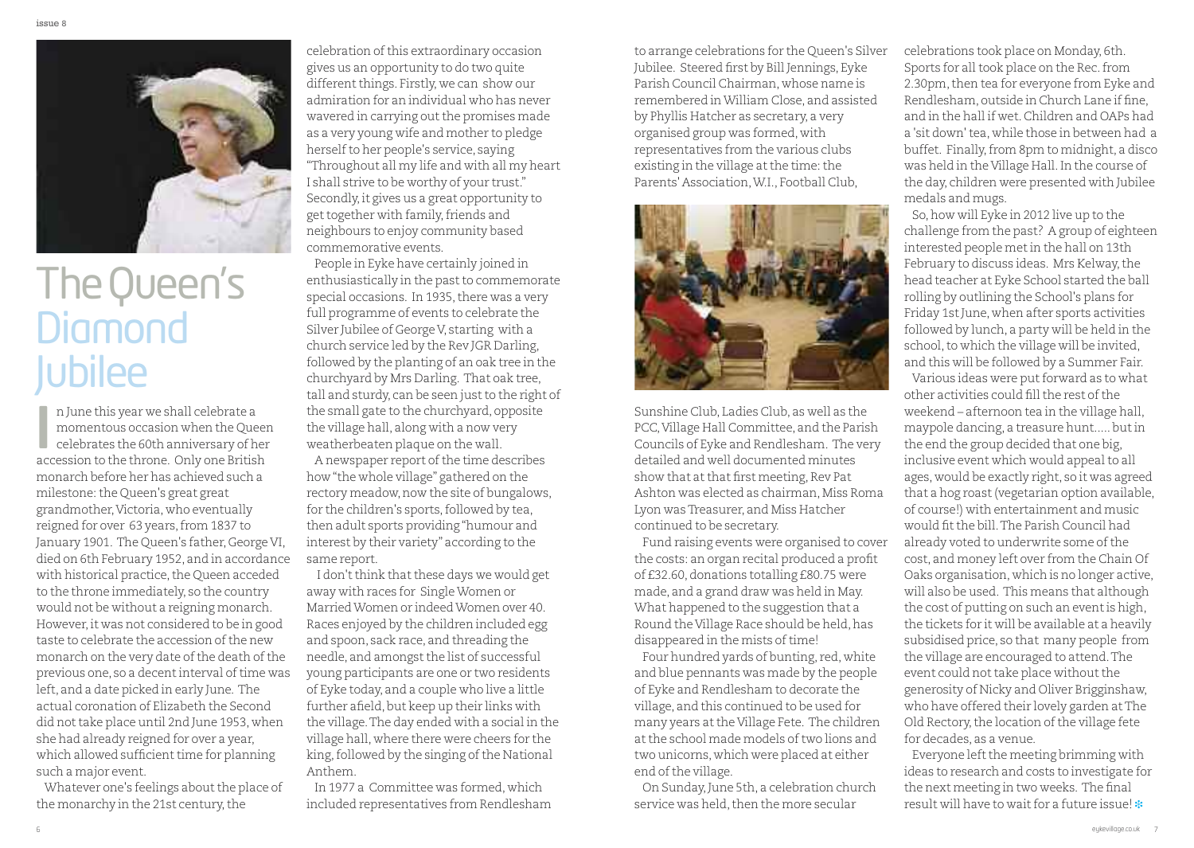# The Queen's Diamond Jubilee

In June this year we shall celebrate a momentous occasion when the Queen celebrates the 60th anniversary of her accession to the throne. Only one British monarch before her has achieved such a milestone: the Queen's great great grandmother, Victoria, who eventually reigned for over 63 years, from 1837 to January 1901. The Queen's father, George VI, died on 6th February 1952, and in accordance with historical practice, the Queen acceded to the throne immediately, so the country would not be without a reigning monarch. However, it was not considered to be in good taste to celebrate the accession of the new monarch on the very date of the death of the previous one, so a decent interval of time was left, and a date picked in early June. The actual coronation of Elizabeth the Second did not take place until 2nd June 1953, when she had already reigned for over a year, which allowed sufficient time for planning such a major event.

Whatever one's feelings about the place of the monarchy in the 21st century, the celebration of this extraordinary occasion gives us an opportunity to do two quite different things. Firstly, we can show our admiration for an individual who has never wavered in carrying out the promises made as a very young wife and mother to pledge herself to her people's service, saying "Throughout all my life and with all my heart I shall strive to be worthy of your trust." Secondly, it gives us a great opportunity to get together with family, friends and neighbours to enjoy community based commemorative events.

People in Eyke have certainly joined in enthusiastically in the past to commemorate special occasions. In 1935, there was a very full programme of events to celebrate the Silver Jubilee of George V, starting with a church service led by the Rev JGR Darling, followed by the planting of an oak tree in the churchyard by Mrs Darling. That oak tree, tall and sturdy, can be seen just to the right of the small gate to the churchyard, opposite the village hall, along with a now very weatherbeaten plaque on the wall.

A newspaper report of the time describes how "the whole village" gathered on the rectory meadow, now the site of bungalows, for the children's sports, followed by tea, then adult sports providing "humour and interest by their variety" according to the same report.

I don't think that these days we would get away with races for Single Women or Married Women or indeed Women over 40. Races enjoyed by the children included egg and spoon, sack race, and threading the needle, and amongst the list of successful young participants are one or two residents of Eyke today, and a couple who live a little further afield, but keep up their links with the village. The day ended with a social in the village hall, where there were cheers for the king, followed by the singing of the National Anthem.

In 1977 a Committee was formed, which included representatives from Rendlesham to arrange celebrations for the Queen's Silver Jubilee. Steered first by Bill Jennings, Eyke Parish Council Chairman, whose name is remembered in William Close, and assisted by Phyllis Hatcher as secretary, a very organised group was formed, with representatives from the various clubs existing in the village at the time: the Parents' Association, W.I., Football Club, Sunshine Club, Ladies Club, as well as the PCC, Village Hall Committee, and the Parish Councils of Eyke and Rendlesham. The very detailed and well documented minutes show that at that first meeting, Rev Pat Ashton was elected as chairman, Miss Roma Lyon was Treasurer, and Miss Hatcher continued to be secretary.

Fund raising events were organised to cover the costs: an organ recital produced a profit of £32.60, donations totalling £80.75 were made, and a grand draw was held in May. What happened to the suggestion that a Round the Village Race should be held, has disappeared in the mists of time!

Four hundred yards of bunting, red, white and blue pennants was made by the people of Eyke and Rendlesham to decorate the village, and this continued to be used for many years at the Village Fete. The children at the school made models of two lions and two unicorns, which were placed at either end of the village.

On Sunday, June 5th, a celebration church service was held, then the more secular celebrations took place on Monday, 6th. Sports for all took place on the Rec. from 2.30pm, then tea for everyone from Eyke and Rendlesham, outside in Church Lane if fine, and in the hall if wet. Children and OAPs had a 'sit down' tea, while those in between had a buffet. Finally, from 8pm to midnight, a disco was held in the Village Hall. In the course of the day, children were presented with Jubilee medals and mugs.

So, how will Eyke in 2012 live up to the challenge from the past? A group of eighteen interested people met in the hall on 13th February to discuss ideas. Mrs Kelway, the head teacher at Eyke School started the ball rolling by outlining the School's plans for Friday 1st June, when after sports activities followed by lunch, a party will be held in the school, to which the village will be invited, and this will be followed by a Summer Fair.

Various ideas were put forward as to what other activities could fill the rest of the weekend – afternoon tea in the village hall, maypole dancing, a treasure hunt..... but in the end the group decided that one big, inclusive event which would appeal to all ages, would be exactly right, so it was agreed that a hog roast (vegetarian option available, of course!) with entertainment and music would fit the bill. The Parish Council had already voted to underwrite some of the cost, and money left over from the Chain Of Oaks organisation, which is no longer active, will also be used. This means that although the cost of putting on such an event is high, the tickets for it will be available at a heavily subsidised price, so that many people from the village are encouraged to attend. The event could not take place without the generosity of Nicky and Oliver Brigginshaw, who have offered their lovely garden at The Old Rectory, the location of the village fete for decades, as a venue.

Everyone left the meeting brimming with ideas to research and costs to investigate for the next meeting in two weeks. The final result will have to wait for a future issue!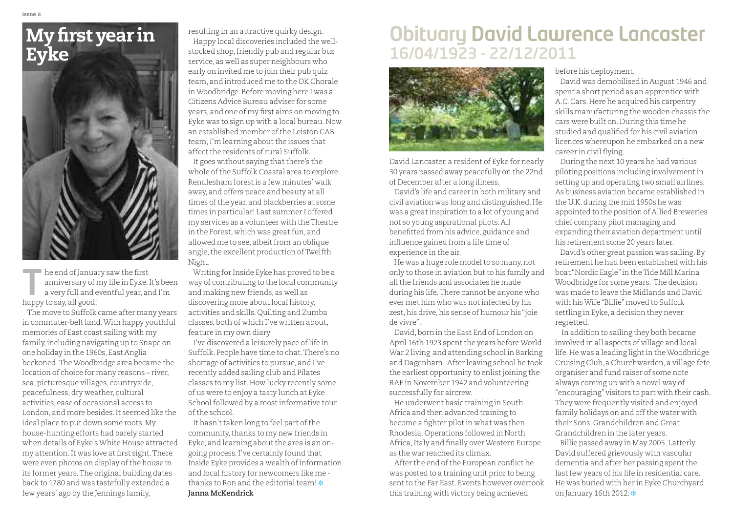# My first year in Eyke

The end of January saw the first anniversary of my life in Eyke. It's been a very full and eventful year, and I'm happy to say, all good!

The move to Suffolk came after many years in commuter-belt land. With happy youthful memories of East coast sailing with my family, including navigating up to Snape on one holiday in the 1960s, East Anglia beckoned. The Woodbridge area became the location of choice for many reasons – river, sea, picturesque villages, countryside, peacefulness, dry weather, cultural activities, ease of occasional access to London, and more besides. It seemed like the ideal place to put down some roots. My house-hunting efforts had barely started when details of Eyke's White House attracted my attention. It was love at first sight. There were even photos on display of the house in its former years. The original building dates back to 1780 and was tastefully extended a few years' ago by the Jennings family, resulting in an attractive quirky design.

Happy local discoveries included the well-stocked shop, friendly pub and regular bus service, as well as super neighbours who early on invited me to join their pub quiz team, and introduced me to the OK Chorale in Woodbridge. Before moving here I was a Citizens Advice Bureau adviser for some years, and one of my first aims on moving to Eyke was to sign up with a local bureau. Now an established member of the Leiston CAB team, I'm learning about the issues that affect the residents of rural Suffolk.

It goes without saying that there's the whole of the Suffolk Coastal area to explore. Rendlesham forest is a few minutes' walk away, and offers peace and beauty at all times of the year, and blackberries at some times in particular! Last summer I offered my services as a volunteer with the Theatre in the Forest, which was great fun, and allowed me to see, albeit from an oblique angle, the excellent production of Twelfth Night.

Writing for Inside Eyke has proved to be a way of contributing to the local community and making new friends, as well as discovering more about local history, activities and skills. Quilting and Zumba classes, both of which I've written about, feature in my own diary

I've discovered a leisurely pace of life in Suffolk. People have time to chat. There's no shortage of activities to pursue, and I've recently added sailing club and Pilates classes to my list. How lucky recently some of us were to enjoy a tasty lunch at Eyke School followed by a most informative tour of the school.

It hasn't taken long to feel part of the community, thanks to my new friends in Eyke, and learning about the area is an on-going process. I've certainly found that Inside Eyke provides a wealth of information and local history for newcomers like me - thanks to Ron and the editorial team!

**Janna McKendrick**

# Obituary David Lawrence Lancaster 16/04/1923 - 22/12/2011

David Lancaster, a resident of Eyke for nearly 30 years passed away peacefully on the 22nd of December after a long illness.

David's life and career in both military and civil aviation was long and distinguished. He was a great inspiration to a lot of young and not so young aspirational pilots. All benefitted from his advice, guidance and influence gained from a life time of experience in the air.

He was a huge role model to so many, not only to those in aviation but to his family and all the friends and associates he made during his life. There cannot be anyone who ever met him who was not infected by his zest, his drive, his sense of humour his "joie de vivre".

David, born in the East End of London on April 16th 1923 spent the years before World War 2 living and attending school in Barking and Dagenham. After leaving school he took the earliest opportunity to enlist joining the RAF in November 1942 and volunteering successfully for aircrew.

He underwent basic training in South Africa and then advanced training to become a fighter pilot in what was then Rhodesia. Operations followed in North Africa, Italy and finally over Western Europe as the war reached its climax.

After the end of the European conflict he was posted to a training unit prior to being sent to the Far East. Events however overtook this training with victory being achieved before his deployment.

David was demobilised in August 1946 and spent a short period as an apprentice with A.C. Cars. Here he acquired his carpentry skills manufacturing the wooden chassis the cars were built on. During this time he studied and qualified for his civil aviation licences whereupon he embarked on a new career in civil flying.

During the next 10 years he had various piloting positions including involvement in setting up and operating two small airlines. As business aviation became established in the U.K. during the mid 1950s he was appointed to the position of Allied Breweries chief company pilot managing and expanding their aviation department until his retirement some 20 years later.

David's other great passion was sailing. By retirement he had been established with his boat "Nordic Eagle" in the Tide Mill Marina Woodbridge for some years. The decision was made to leave the Midlands and David with his Wife "Billie" moved to Suffolk settling in Eyke, a decision they never regretted.

In addition to sailing they both became involved in all aspects of village and local life. He was a leading light in the Woodbridge Cruising Club, a Churchwarden, a village fete organiser and fund raiser of some note always coming up with a novel way of "encouraging" visitors to part with their cash. They were frequently visited and enjoyed family holidays on and off the water with their Sons, Grandchildren and Great Grandchildren in the later years.

Billie passed away in May 2005. Latterly David suffered grievously with vascular dementia and after her passing spent the last few years of his life in residential care. He was buried with her in Eyke Churchyard on January 16th 2012.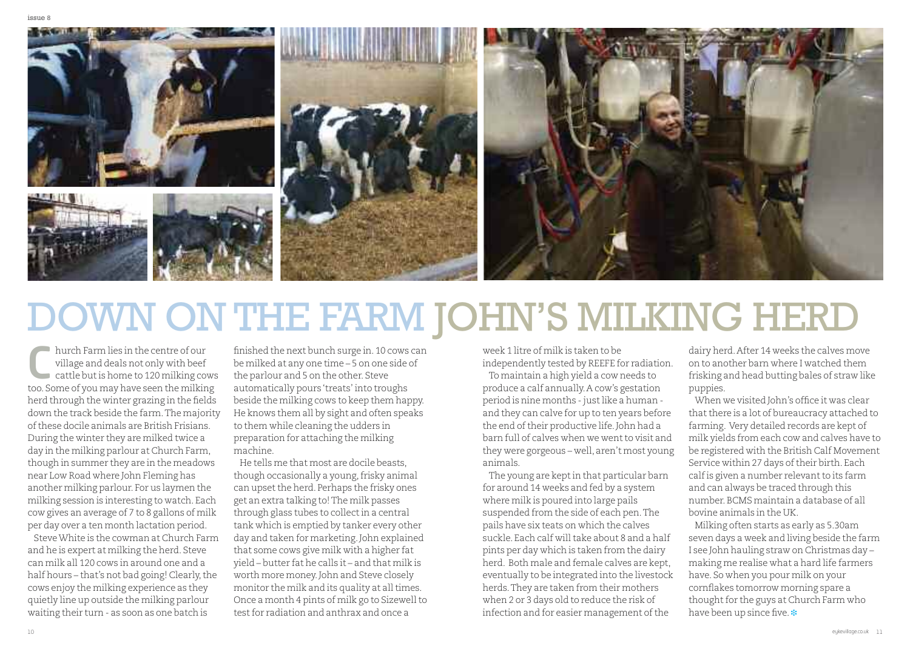# DOWN ON THE FARM JOHN'S MILKING HERD

Church Farm lies in the centre of our village and deals not only with beef cattle but is home to 120 milking cows too. Some of you may have seen the milking herd through the winter grazing in the fields down the track beside the farm. The majority of these docile animals are British Frisians. During the winter they are milked twice a day in the milking parlour at Church Farm, though in summer they are in the meadows near Low Road where John Fleming has another milking parlour. For us laymen the milking session is interesting to watch. Each cow gives an average of 7 to 8 gallons of milk per day over a ten month lactation period.

Steve White is the cowman at Church Farm and he is expert at milking the herd. Steve can milk all 120 cows in around one and a half hours – that's not bad going! Clearly, the cows enjoy the milking experience as they quietly line up outside the milking parlour waiting their turn - as soon as one batch is finished the next bunch surge in. 10 cows can be milked at any one time – 5 on one side of the parlour and 5 on the other. Steve automatically pours 'treats' into troughs beside the milking cows to keep them happy. He knows them all by sight and often speaks to them while cleaning the udders in preparation for attaching the milking machine.

He tells me that most are docile beasts, though occasionally a young, frisky animal can upset the herd. Perhaps the frisky ones get an extra talking to! The milk passes through glass tubes to collect in a central tank which is emptied by tanker every other day and taken for marketing. John explained that some cows give milk with a higher fat yield – butter fat he calls it – and that milk is worth more money. John and Steve closely monitor the milk and its quality at all times. Once a month 4 pints of milk go to Sizewell to test for radiation and anthrax and once a week 1 litre of milk is taken to be independently tested by REEFE for radiation.

To maintain a high yield a cow needs to produce a calf annually. A cow's gestation period is nine months - just like a human - and they can calve for up to ten years before the end of their productive life. John had a barn full of calves when we went to visit and they were gorgeous – well, aren't most young animals.

The young are kept in that particular barn for around 14 weeks and fed by a system where milk is poured into large pails suspended from the side of each pen. The pails have six teats on which the calves suckle. Each calf will take about 8 and a half pints per day which is taken from the dairy herd. Both male and female calves are kept, eventually to be integrated into the livestock herds. They are taken from their mothers when 2 or 3 days old to reduce the risk of infection and for easier management of the dairy herd. After 14 weeks the calves move on to another barn where I watched them frisking and head butting bales of straw like puppies.

When we visited John's office it was clear that there is a lot of bureaucracy attached to farming. Very detailed records are kept of milk yields from each cow and calves have to be registered with the British Calf Movement Service within 27 days of their birth. Each calf is given a number relevant to its farm and can always be traced through this number. BCMS maintain a database of all bovine animals in the UK.

Milking often starts as early as 5.30am seven days a week and living beside the farm I see John hauling straw on Christmas day – making me realise what a hard life farmers have. So when you pour milk on your cornflakes tomorrow morning spare a thought for the guys at Church Farm who have been up since five.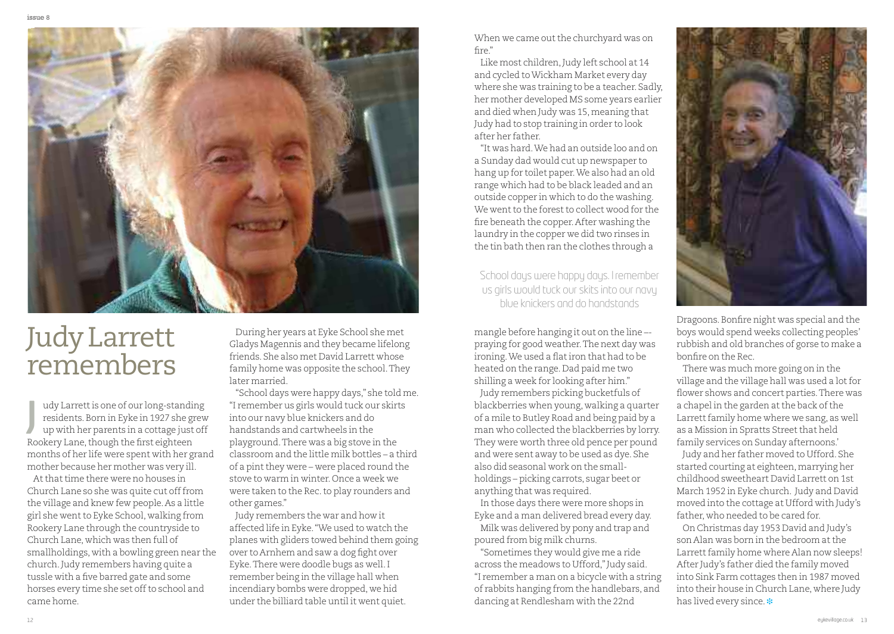# Judy Larrett remembers

Judy Larrett is one of our long-standing residents. Born in Eyke in 1927 she grew up with her parents in a cottage just off Rookery Lane, though the first eighteen months of her life were spent with her grand mother because her mother was very ill.

At that time there were no houses in Church Lane so she was quite cut off from the village and knew few people. As a little girl she went to Eyke School, walking from Rookery Lane through the countryside to Church Lane, which was then full of smallholdings, with a bowling green near the church. Judy remembers having quite a tussle with a five barred gate and some horses every time she set off to school and came home.

During her years at Eyke School she met Gladys Magennis and they became lifelong friends. She also met David Larrett whose family home was opposite the school. They later married.

"School days were happy days," she told me. "I remember us girls would tuck our skirts into our navy blue knickers and do handstands and cartwheels in the playground. There was a big stove in the classroom and the little milk bottles – a third of a pint they were – were placed round the stove to warm in winter. Once a week we were taken to the Rec. to play rounders and other games."

Judy remembers the war and how it affected life in Eyke. "We used to watch the planes with gliders towed behind them going over to Arnhem and saw a dog fight over Eyke. There were doodle bugs as well. I remember being in the village hall when incendiary bombs were dropped, we hid under the billiard table until it went quiet. When we came out the churchyard was on fire."

Like most children, Judy left school at 14 and cycled to Wickham Market every day where she was training to be a teacher. Sadly, her mother developed MS some years earlier and died when Judy was 15, meaning that Judy had to stop training in order to look after her father.

"It was hard. We had an outside loo and on a Sunday dad would cut up newspaper to hang up for toilet paper. We also had an old range which had to be black leaded and an outside copper in which to do the washing. We went to the forest to collect wood for the fire beneath the copper. After washing the laundry in the copper we did two rinses in the tin bath then ran the clothes through a mangle before hanging it out on the line –- praying for good weather. The next day was ironing. We used a flat iron that had to be heated on the range. Dad paid me two shilling a week for looking after him."

> School days were happy days. I remember us girls would tuck our skits into our navy blue knickers and do handstands

Judy remembers picking bucketfuls of blackberries when young, walking a quarter of a mile to Butley Road and being paid by a man who collected the blackberries by lorry. They were worth three old pence per pound and were sent away to be used as dye. She also did seasonal work on the small-holdings – picking carrots, sugar beet or anything that was required.

In those days there were more shops in Eyke and a man delivered bread every day.

Milk was delivered by pony and trap and poured from big milk churns.

"Sometimes they would give me a ride across the meadows to Ufford," Judy said. "I remember a man on a bicycle with a string of rabbits hanging from the handlebars, and dancing at Rendlesham with the 22nd Dragoons. Bonfire night was special and the boys would spend weeks collecting peoples' rubbish and old branches of gorse to make a bonfire on the Rec.

There was much more going on in the village and the village hall was used a lot for flower shows and concert parties. There was a chapel in the garden at the back of the Larrett family home where we sang, as well as a Mission in Spratts Street that held family services on Sunday afternoons.'

Judy and her father moved to Ufford. She started courting at eighteen, marrying her childhood sweetheart David Larrett on 1st March 1952 in Eyke church. Judy and David moved into the cottage at Ufford with Judy's father, who needed to be cared for.

On Christmas day 1953 David and Judy's son Alan was born in the bedroom at the Larrett family home where Alan now sleeps! After Judy's father died the family moved into Sink Farm cottages then in 1987 moved into their house in Church Lane, where Judy has lived every since.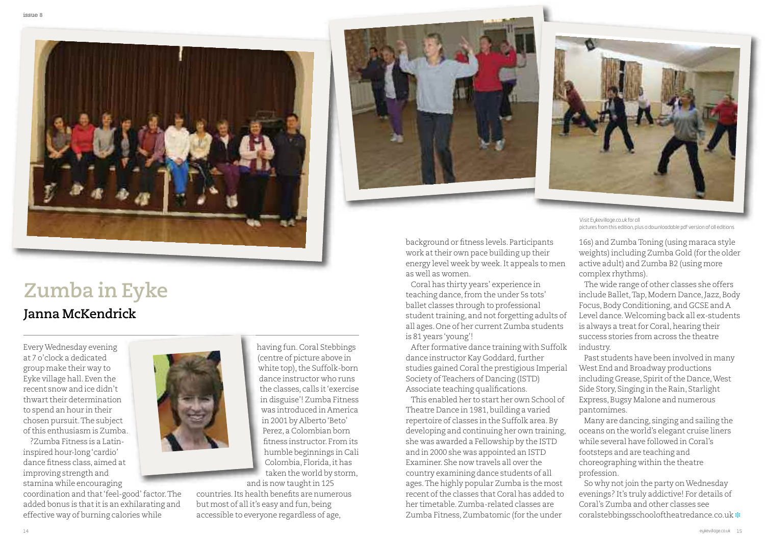# Zumba in Eyke

## Janna McKendrick

Every Wednesday evening at 7 o'clock a dedicated group make their way to Eyke village hall. Even the recent snow and ice didn't thwart their determination to spend an hour in their chosen pursuit. The subject of this enthusiasm is Zumba.

?Zumba Fitness is a Latin-inspired hour-long 'cardio' dance fitness class, aimed at improving strength and stamina while encouraging coordination and that 'feel-good' factor. The added bonus is that it is an exhilarating and effective way of burning calories while having fun. Coral Stebbings (centre of picture above in white top), the Suffolk-born dance instructor who runs the classes, calls it 'exercise in disguise'! Zumba Fitness was introduced in America in 2001 by Alberto 'Beto' Perez, a Colombian born fitness instructor. From its humble beginnings in Cali Colombia, Florida, it has taken the world by storm, and is now taught in 125 countries. Its health benefits are numerous but most of all it's easy and fun, being accessible to everyone regardless of age, background or fitness levels. Participants work at their own pace building up their energy level week by week. It appeals to men as well as women.

Coral has thirty years' experience in teaching dance, from the under 5s tots' ballet classes through to professional student training, and not forgetting adults of all ages. One of her current Zumba students is 81 years 'young'!

After formative dance training with Suffolk dance instructor Kay Goddard, further studies gained Coral the prestigious Imperial Society of Teachers of Dancing (ISTD) Associate teaching qualifications.

This enabled her to start her own School of Theatre Dance in 1981, building a varied repertoire of classes in the Suffolk area. By developing and continuing her own training, she was awarded a Fellowship by the ISTD and in 2000 she was appointed an ISTD Examiner. She now travels all over the country examining dance students of all ages. The highly popular Zumba is the most recent of the classes that Coral has added to her timetable. Zumba-related classes are Zumba Fitness, Zumbatomic (for the under 16s) and Zumba Toning (using maraca style weights) including Zumba Gold (for the older active adult) and Zumba B2 (using more complex rhythms).

The wide range of other classes she offers include Ballet, Tap, Modern Dance, Jazz, Body Focus, Body Conditioning, and GCSE and A Level dance. Welcoming back all ex-students is always a treat for Coral, hearing their success stories from across the theatre industry.

Past students have been involved in many West End and Broadway productions including Grease, Spirit of the Dance, West Side Story, Singing in the Rain, Starlight Express, Bugsy Malone and numerous pantomimes.

Many are dancing, singing and sailing the oceans on the world's elegant cruise liners while several have followed in Coral's footsteps and are teaching and choreographing within the theatre profession.

So why not join the party on Wednesday evenings? It's truly addictive! For details of Coral's Zumba and other classes see coralstebbingsschooloftheatredance.co.uk

Visit Eykevillage.co.uk for all pictures from this edition, plus a downloadable pdf version of all editions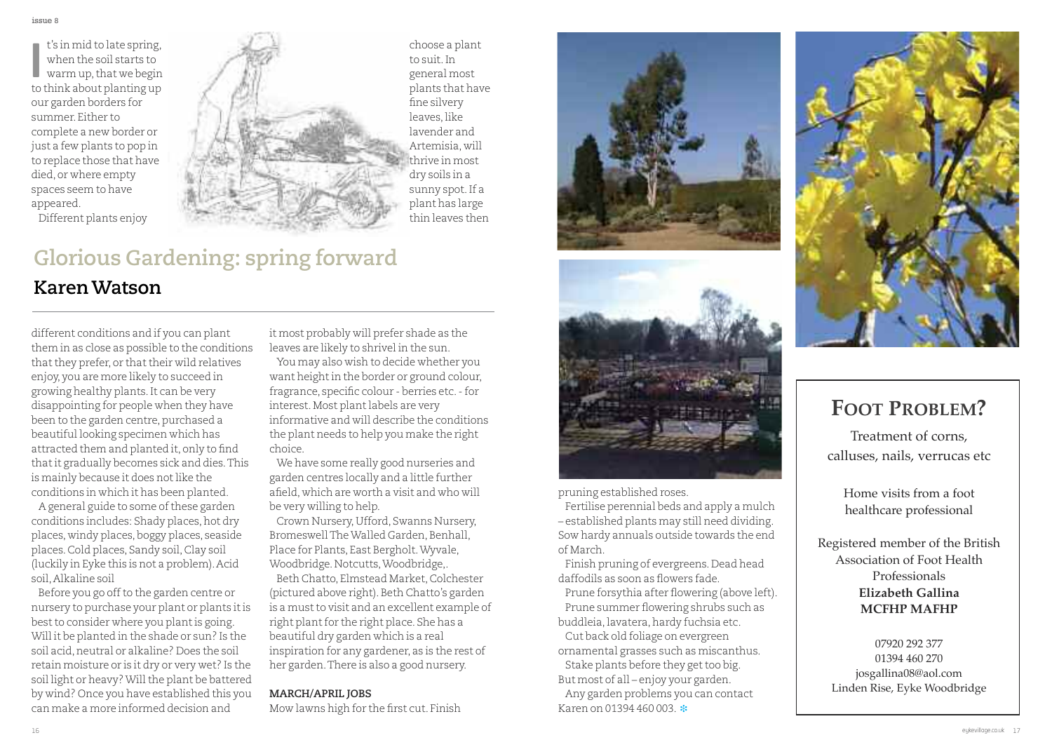# Glorious Gardening: spring forward

## Karen Watson

It's in mid to late spring, when the soil starts to warm up, that we begin to think about planting up our garden borders for summer. Either to complete a new border or just a few plants to pop in to replace those that have died, or where empty spaces seem to have appeared.

Different plants enjoy different conditions and if you can plant them in as close as possible to the conditions that they prefer, or that their wild relatives enjoy, you are more likely to succeed in growing healthy plants. It can be very disappointing for people when they have been to the garden centre, purchased a beautiful looking specimen which has attracted them and planted it, only to find that it gradually becomes sick and dies. This is mainly because it does not like the conditions in which it has been planted.

A general guide to some of these garden conditions includes: Shady places, hot dry places, windy places, boggy places, seaside places. Cold places, Sandy soil, Clay soil (luckily in Eyke this is not a problem). Acid soil, Alkaline soil

Before you go off to the garden centre or nursery to purchase your plant or plants it is best to consider where you plant is going. Will it be planted in the shade or sun? Is the soil acid, neutral or alkaline? Does the soil retain moisture or is it dry or very wet? Is the soil light or heavy? Will the plant be battered by wind? Once you have established this you can make a more informed decision and choose a plant to suit. In general most plants that have fine silvery leaves, like lavender and Artemisia, will thrive in most dry soils in a sunny spot. If a plant has large thin leaves then it most probably will prefer shade as the leaves are likely to shrivel in the sun.

You may also wish to decide whether you want height in the border or ground colour, fragrance, specific colour - berries etc. - for interest. Most plant labels are very informative and will describe the conditions the plant needs to help you make the right choice.

We have some really good nurseries and garden centres locally and a little further afield, which are worth a visit and who will be very willing to help.

Crown Nursery, Ufford, Swanns Nursery, Bromeswell The Walled Garden, Benhall, Place for Plants, East Bergholt. Wyvale, Woodbridge. Notcutts, Woodbridge,.

Beth Chatto, Elmstead Market, Colchester (pictured above right). Beth Chatto's garden is a must to visit and an excellent example of right plant for the right place. She has a beautiful dry garden which is a real inspiration for any gardener, as is the rest of her garden. There is also a good nursery.

**MARCH/APRIL JOBS**

Mow lawns high for the first cut. Finish pruning established roses.

Fertilise perennial beds and apply a mulch – established plants may still need dividing. Sow hardy annuals outside towards the end of March.

Finish pruning of evergreens. Dead head daffodils as soon as flowers fade.

Prune forsythia after flowering (above left).

Prune summer flowering shrubs such as buddleia, lavatera, hardy fuchsia etc.

Cut back old foliage on evergreen ornamental grasses such as miscanthus.

Stake plants before they get too big.

But most of all – enjoy your garden.

Any garden problems you can contact Karen on 01394 460 003.

---

## Foot Problem?

Treatment of corns, calluses, nails, verrucas etc

Home visits from a foot healthcare professional

Registered member of the British Association of Foot Health Professionals
**Elizabeth Gallina**
**MCFHP MAFHP**

07920 292 377
01394 460 270
josgallina08@aol.com
Linden Rise, Eyke Woodbridge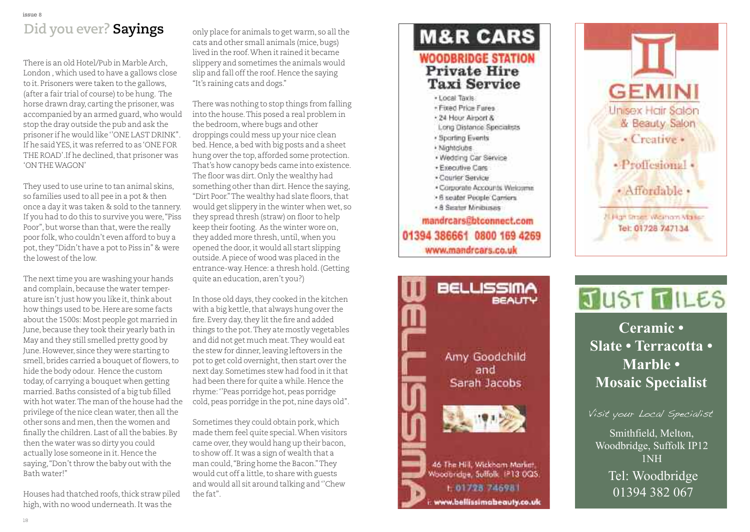## Did you ever? **Sayings**

There is an old Hotel/Pub in Marble Arch, London , which used to have a gallows close to it. Prisoners were taken to the gallows, (after a fair trial of course) to be hung. The horse drawn dray, carting the prisoner, was accompanied by an armed guard, who would stop the dray outside the pub and ask the prisoner if he would like ''ONE LAST DRINK". If he said YES, it was referred to as 'ONE FOR THE ROAD'.If he declined, that prisoner was 'ON THE WAGON'

They used to use urine to tan animal skins, so families used to all pee in a pot & then once a day it was taken & sold to the tannery. If you had to do this to survive you were, "Piss Poor", but worse than that, were the really poor folk, who couldn't even afford to buy a pot, they "Didn't have a pot to Piss in" & were the lowest of the low.

The next time you are washing your hands and complain, because the water temperature isn't just how you like it, think about how things used to be. Here are some facts about the 1500s: Most people got married in June, because they took their yearly bath in May and they still smelled pretty good by June. However, since they were starting to smell, brides carried a bouquet of flowers, to hide the body odour. Hence the custom today, of carrying a bouquet when getting married. Baths consisted of a big tub filled with hot water. The man of the house had the privilege of the nice clean water, then all the other sons and men, then the women and finally the children. Last of all the babies. By then the water was so dirty you could actually lose someone in it. Hence the saying, "Don't throw the baby out with the Bath water!"

Houses had thatched roofs, thick straw piled high, with no wood underneath. It was the only place for animals to get warm, so all the cats and other small animals (mice, bugs) lived in the roof. When it rained it became slippery and sometimes the animals would slip and fall off the roof. Hence the saying "It's raining cats and dogs."

There was nothing to stop things from falling into the house. This posed a real problem in the bedroom, where bugs and other droppings could mess up your nice clean bed. Hence, a bed with big posts and a sheet hung over the top, afforded some protection. That's how canopy beds came into existence. The floor was dirt. Only the wealthy had something other than dirt. Hence the saying, "Dirt Poor." The wealthy had slate floors, that would get slippery in the winter when wet, so they spread thresh (straw) on floor to help keep their footing. As the winter wore on, they added more thresh, until, when you opened the door, it would all start slipping outside. A piece of wood was placed in the entrance-way. Hence: a thresh hold. (Getting quite an education, aren't you?)

In those old days, they cooked in the kitchen with a big kettle, that always hung over the fire. Every day, they lit the fire and added things to the pot. They ate mostly vegetables and did not get much meat. They would eat the stew for dinner, leaving leftovers in the pot to get cold overnight, then start over the next day. Sometimes stew had food in it that had been there for quite a while. Hence the rhyme: ''Peas porridge hot, peas porridge cold, peas porridge in the pot, nine days old".

Sometimes they could obtain pork, which made them feel quite special. When visitors came over, they would hang up their bacon, to show off. It was a sign of wealth that a man could, "Bring home the Bacon." They would cut off a little, to share with guests and would all sit around talking and ''Chew the fat".

**M&R CARS**

**WOODBRIDGE STATION**
**Private Hire Taxi Service**

- Local Taxis
- Fixed Price Fares
- 24 Hour Airport & Long Distance Specialists
- Sporting Events
- Nightclubs
- Wedding Car Service
- Executive Cars
- Courier Service
- Corporate Accounts Welcome
- 6 seater People Carriers
- 8 Seater Minibuses

mandrcars@btconnect.com
01394 386661 0800 169 4269
www.mandrcars.co.uk

**GEMINI**
Unisex Hair Salon & Beauty Salon
• Creative • Proffesional • Affordable •
2 High Street, Wickham Market
Tel: 01728 747134

**BELLISSIMA BEAUTY**
Amy Goodchild and Sarah Jacobs
46 The Hill, Wickham Market, Woodbridge, Suffolk IP13 0QS
t: 01728 746981
w: www.bellissimabeauty.co.uk

**JUST TILES**
**Ceramic • Slate • Terracotta • Marble • Mosaic Specialist**

*Visit your Local Specialist*

Smithfield, Melton, Woodbridge, Suffolk IP12 1NH
Tel: Woodbridge 01394 382 067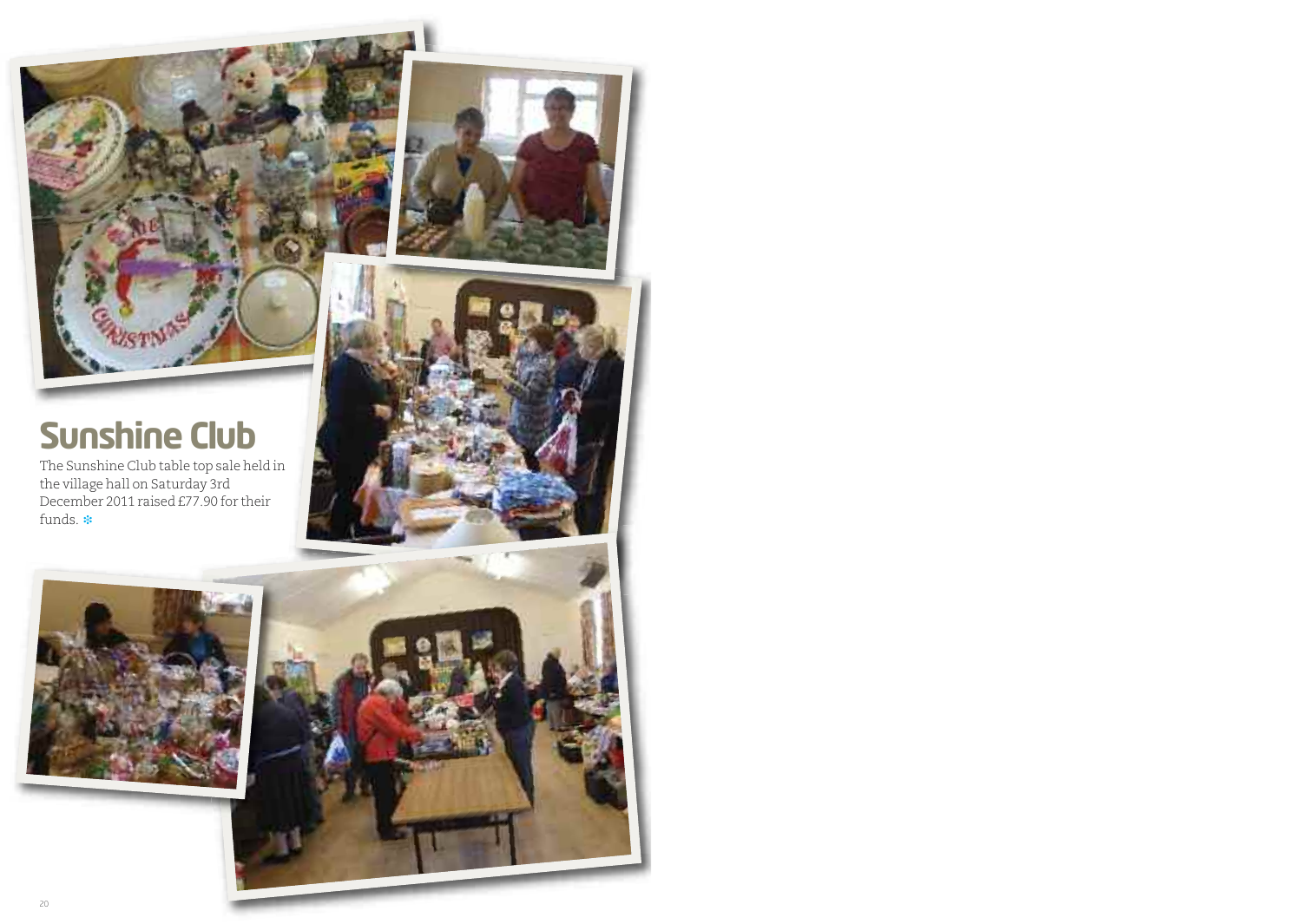# Sunshine Club

The Sunshine Club table top sale held in the village hall on Saturday 3rd December 2011 raised £77.90 for their funds. ❄